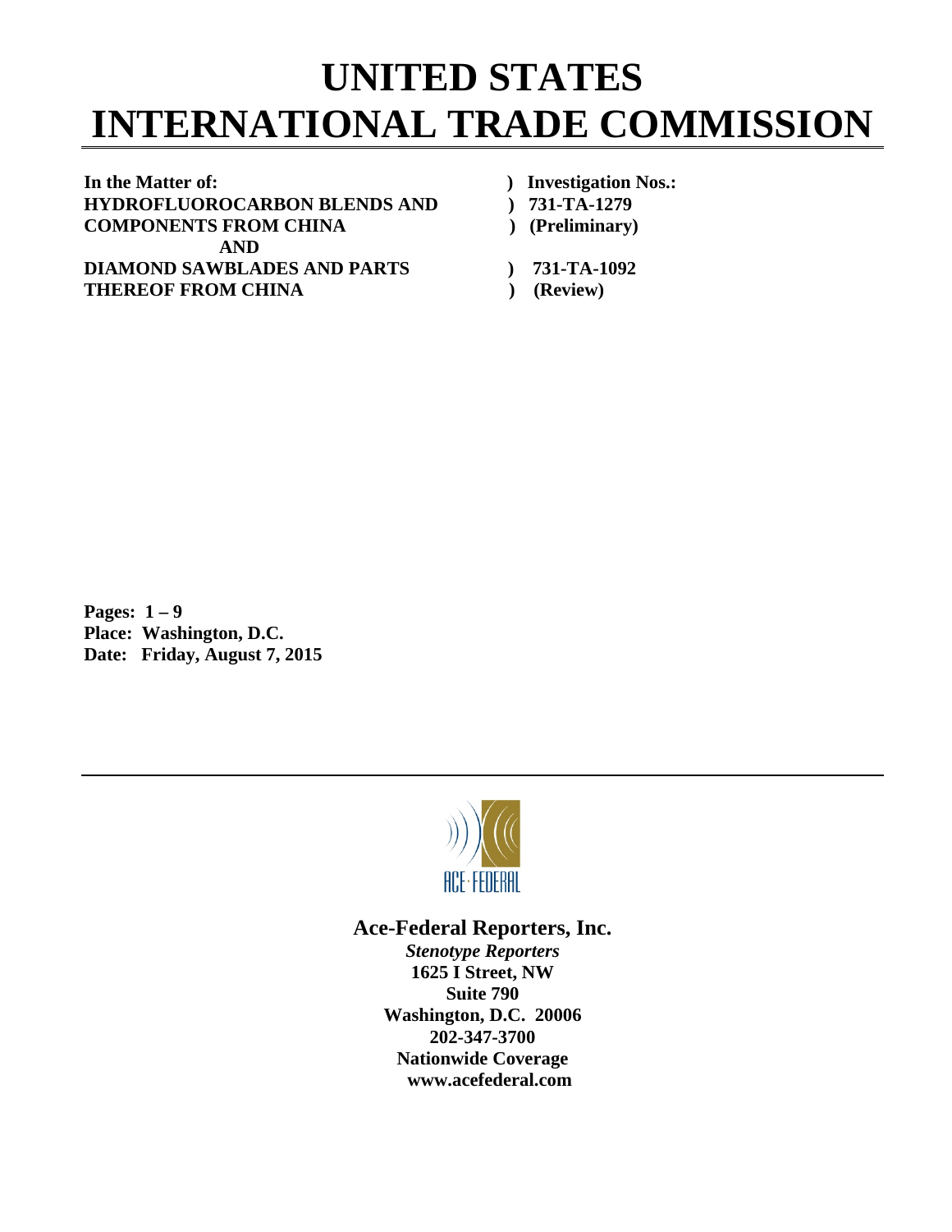# UNITED STATES INTERNATIONAL TRADE COMMISSION

| In the Matter of: | ) Investigation Nos.: |
|---|---|
| **HYDROFLUOROCARBON BLENDS AND COMPONENTS FROM CHINA** | ) 731-TA-1279 ) (Preliminary) |
| **AND** | |
| **DIAMOND SAWBLADES AND PARTS THEREOF FROM CHINA** | ) 731-TA-1092 ) (Review) |

**Pages: 1 – 9**
**Place: Washington, D.C.**
**Date: Friday, August 7, 2015**

---

**Ace-Federal Reporters, Inc.**

***Stenotype Reporters***
**1625 I Street, NW**
**Suite 790**
**Washington, D.C. 20006**
**202-347-3700**
**Nationwide Coverage**
**www.acefederal.com**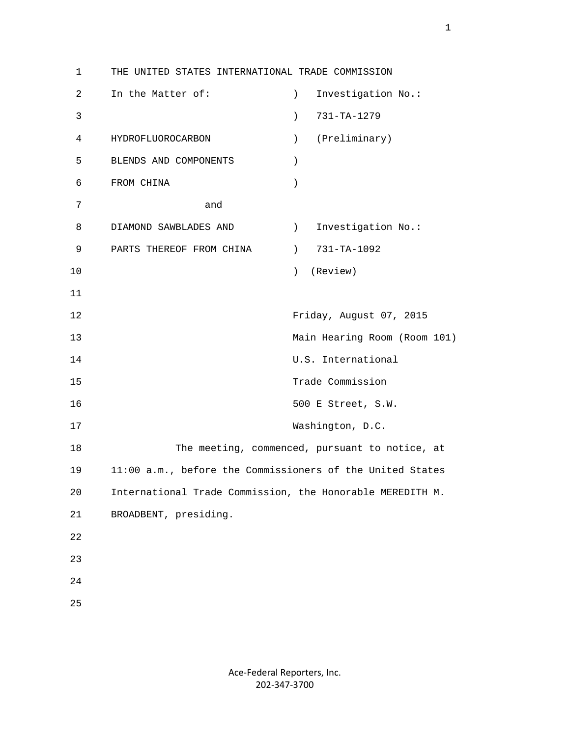THE UNITED STATES INTERNATIONAL TRADE COMMISSION

| | | |
|---|---|---|
| In the Matter of: | ) | Investigation No.: |
| | ) | 731-TA-1279 |
| HYDROFLUOROCARBON | ) | (Preliminary) |
| BLENDS AND COMPONENTS | ) | |
| FROM CHINA | ) | |
| and | | |
| DIAMOND SAWBLADES AND | ) | Investigation No.: |
| PARTS THEREOF FROM CHINA | ) | 731-TA-1092 |
| | ) | (Review) |

Friday, August 07, 2015
Main Hearing Room (Room 101)
U.S. International
Trade Commission
500 E Street, S.W.
Washington, D.C.

The meeting, commenced, pursuant to notice, at 11:00 a.m., before the Commissioners of the United States International Trade Commission, the Honorable MEREDITH M. BROADBENT, presiding.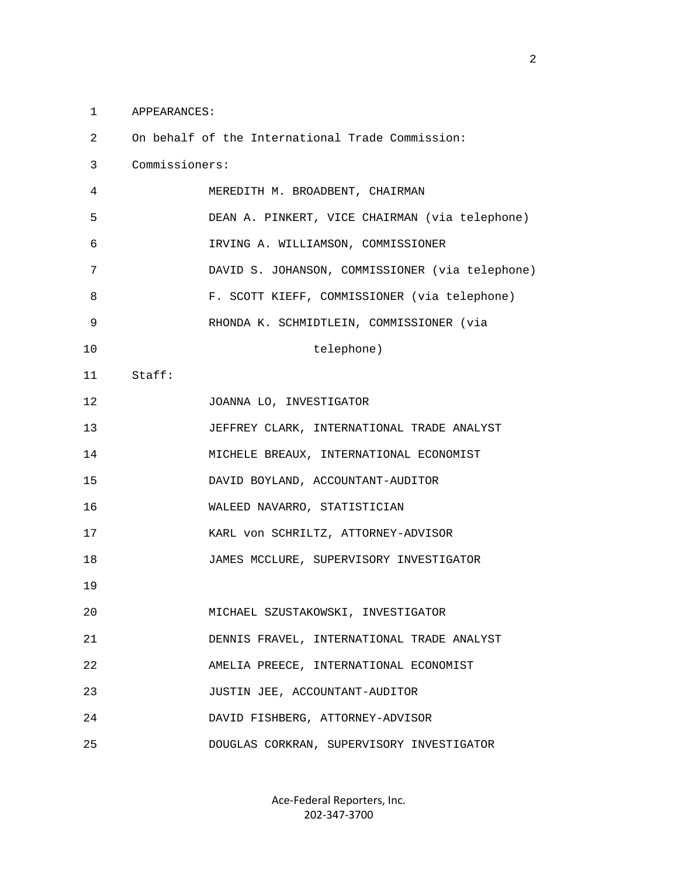APPEARANCES:

On behalf of the International Trade Commission:

Commissioners:

MEREDITH M. BROADBENT, CHAIRMAN

DEAN A. PINKERT, VICE CHAIRMAN (via telephone)

IRVING A. WILLIAMSON, COMMISSIONER

DAVID S. JOHANSON, COMMISSIONER (via telephone)

F. SCOTT KIEFF, COMMISSIONER (via telephone)

RHONDA K. SCHMIDTLEIN, COMMISSIONER (via telephone)

Staff:

JOANNA LO, INVESTIGATOR

JEFFREY CLARK, INTERNATIONAL TRADE ANALYST

MICHELE BREAUX, INTERNATIONAL ECONOMIST

DAVID BOYLAND, ACCOUNTANT-AUDITOR

WALEED NAVARRO, STATISTICIAN

KARL von SCHRILTZ, ATTORNEY-ADVISOR

JAMES MCCLURE, SUPERVISORY INVESTIGATOR

MICHAEL SZUSTAKOWSKI, INVESTIGATOR

DENNIS FRAVEL, INTERNATIONAL TRADE ANALYST

AMELIA PREECE, INTERNATIONAL ECONOMIST

JUSTIN JEE, ACCOUNTANT-AUDITOR

DAVID FISHBERG, ATTORNEY-ADVISOR

DOUGLAS CORKRAN, SUPERVISORY INVESTIGATOR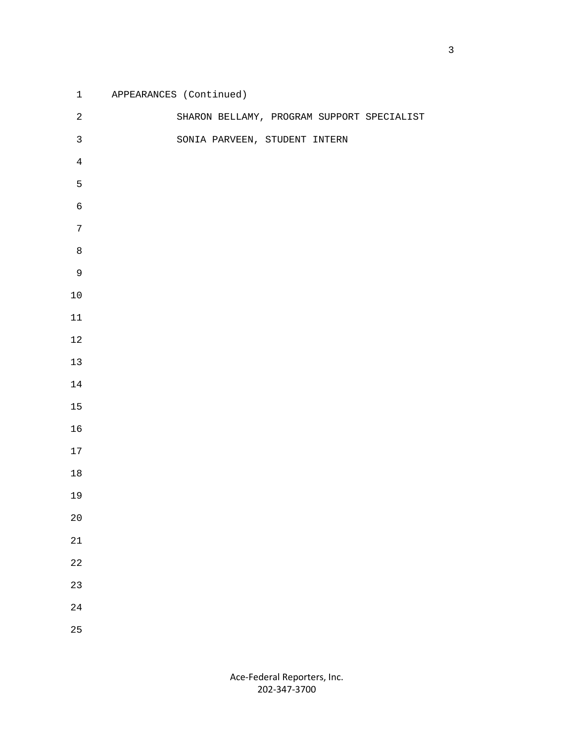APPEARANCES (Continued)

SHARON BELLAMY, PROGRAM SUPPORT SPECIALIST

SONIA PARVEEN, STUDENT INTERN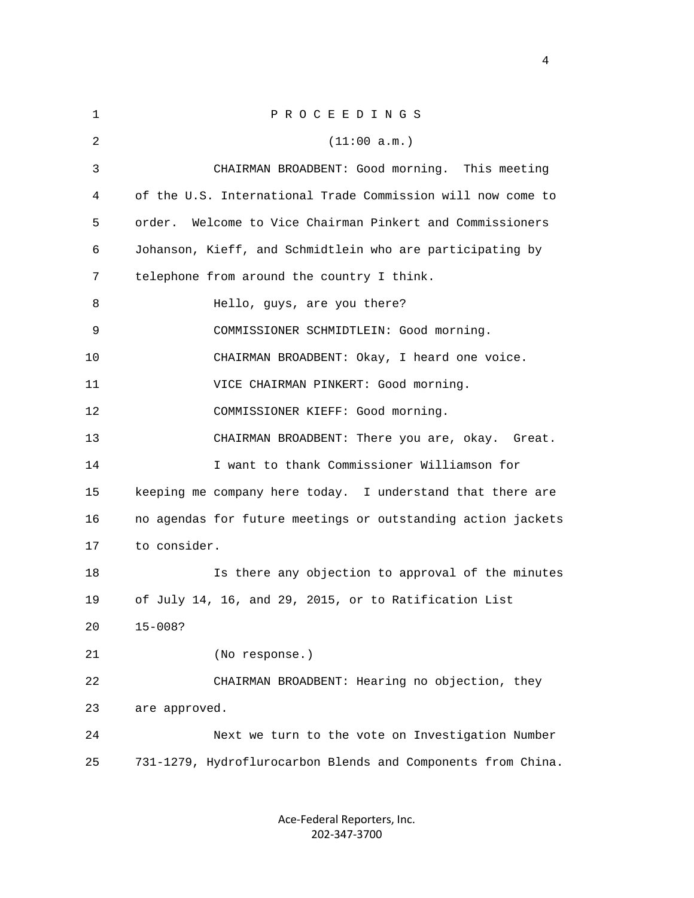P R O C E E D I N G S

(11:00 a.m.)

CHAIRMAN BROADBENT: Good morning. This meeting of the U.S. International Trade Commission will now come to order. Welcome to Vice Chairman Pinkert and Commissioners Johanson, Kieff, and Schmidtlein who are participating by telephone from around the country I think.

Hello, guys, are you there?

COMMISSIONER SCHMIDTLEIN: Good morning.

CHAIRMAN BROADBENT: Okay, I heard one voice.

VICE CHAIRMAN PINKERT: Good morning.

COMMISSIONER KIEFF: Good morning.

CHAIRMAN BROADBENT: There you are, okay. Great.

I want to thank Commissioner Williamson for keeping me company here today. I understand that there are no agendas for future meetings or outstanding action jackets to consider.

Is there any objection to approval of the minutes of July 14, 16, and 29, 2015, or to Ratification List 15-008?

(No response.)

CHAIRMAN BROADBENT: Hearing no objection, they are approved.

Next we turn to the vote on Investigation Number 731-1279, Hydroflurocarbon Blends and Components from China.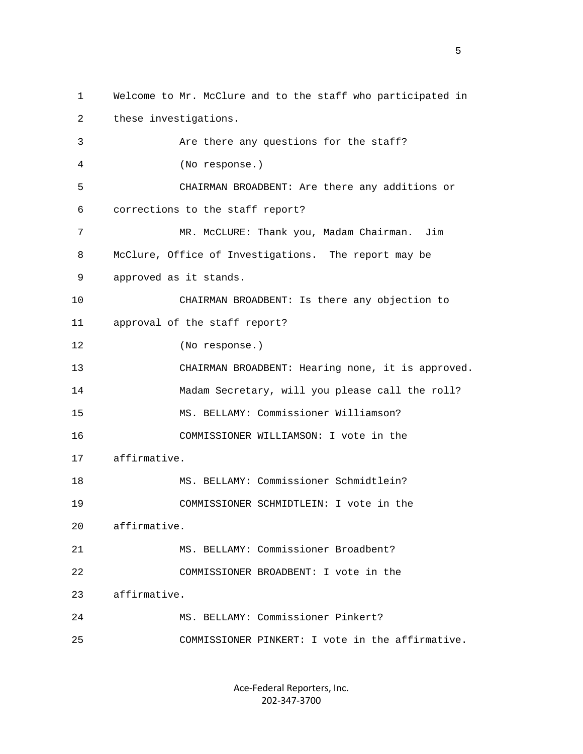1 Welcome to Mr. McClure and to the staff who participated in

2 these investigations.

3 Are there any questions for the staff?

4 (No response.)

5 CHAIRMAN BROADBENT: Are there any additions or

6 corrections to the staff report?

7 MR. McCLURE: Thank you, Madam Chairman. Jim

8 McClure, Office of Investigations. The report may be

9 approved as it stands.

10 CHAIRMAN BROADBENT: Is there any objection to

11 approval of the staff report?

12 (No response.)

13 CHAIRMAN BROADBENT: Hearing none, it is approved.

14 Madam Secretary, will you please call the roll?

15 MS. BELLAMY: Commissioner Williamson?

16 COMMISSIONER WILLIAMSON: I vote in the

17 affirmative.

18 MS. BELLAMY: Commissioner Schmidtlein?

19 COMMISSIONER SCHMIDTLEIN: I vote in the

20 affirmative.

21 MS. BELLAMY: Commissioner Broadbent?

22 COMMISSIONER BROADBENT: I vote in the

23 affirmative.

24 MS. BELLAMY: Commissioner Pinkert?

25 COMMISSIONER PINKERT: I vote in the affirmative.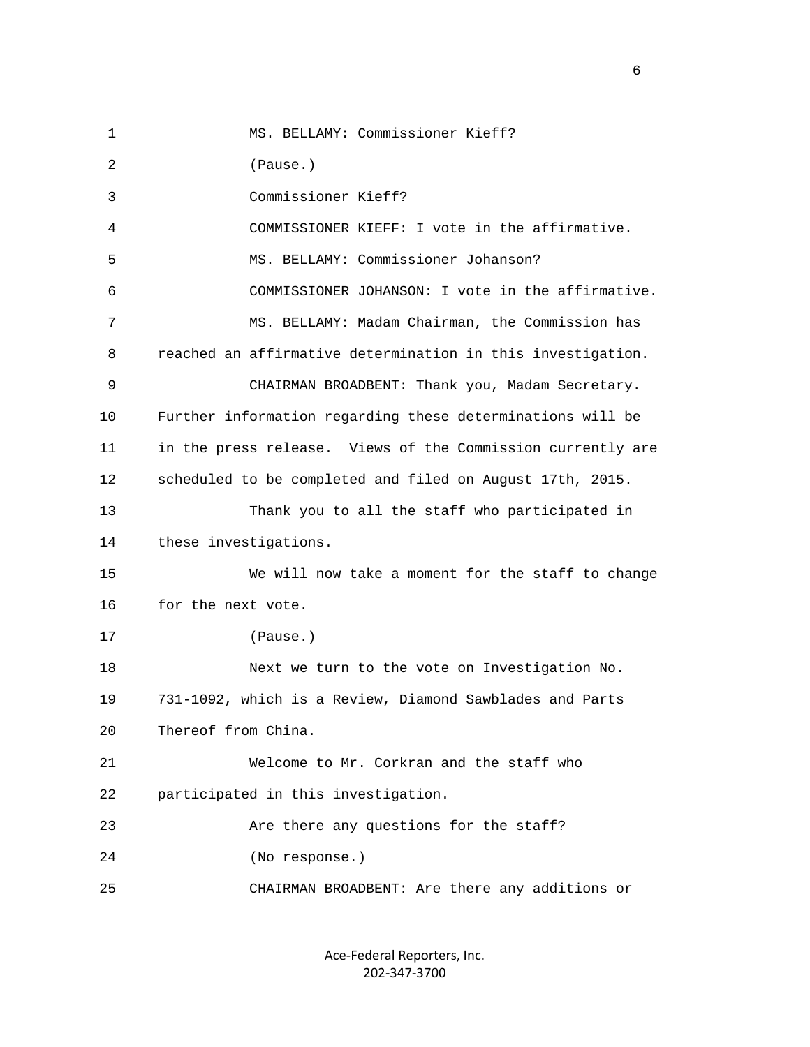MS. BELLAMY: Commissioner Kieff?

(Pause.)

Commissioner Kieff?

COMMISSIONER KIEFF: I vote in the affirmative.

MS. BELLAMY: Commissioner Johanson?

COMMISSIONER JOHANSON: I vote in the affirmative.

MS. BELLAMY: Madam Chairman, the Commission has reached an affirmative determination in this investigation.

CHAIRMAN BROADBENT: Thank you, Madam Secretary. Further information regarding these determinations will be in the press release. Views of the Commission currently are scheduled to be completed and filed on August 17th, 2015.

Thank you to all the staff who participated in these investigations.

We will now take a moment for the staff to change for the next vote.

(Pause.)

Next we turn to the vote on Investigation No. 731-1092, which is a Review, Diamond Sawblades and Parts Thereof from China.

Welcome to Mr. Corkran and the staff who participated in this investigation.

Are there any questions for the staff?

(No response.)

CHAIRMAN BROADBENT: Are there any additions or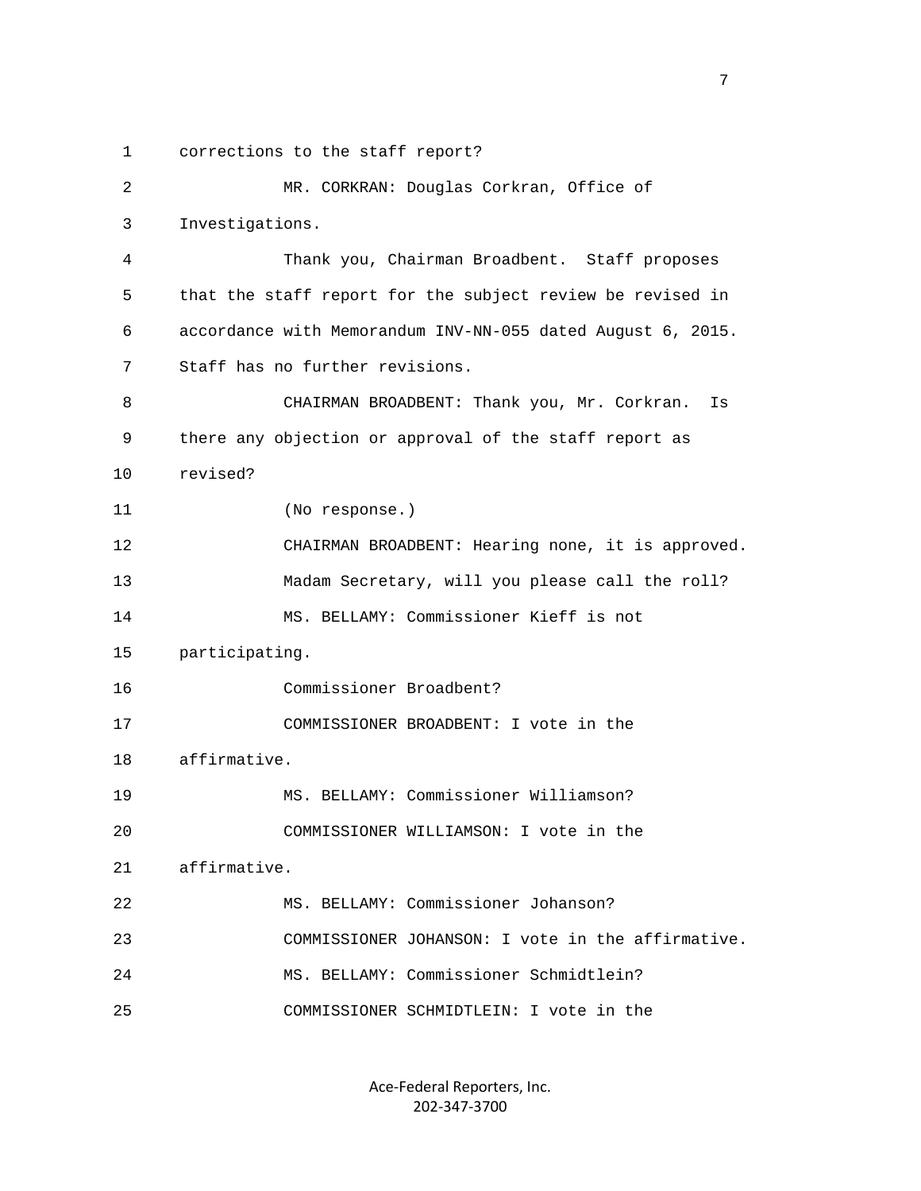corrections to the staff report?

MR. CORKRAN: Douglas Corkran, Office of Investigations.

Thank you, Chairman Broadbent. Staff proposes that the staff report for the subject review be revised in accordance with Memorandum INV-NN-055 dated August 6, 2015. Staff has no further revisions.

CHAIRMAN BROADBENT: Thank you, Mr. Corkran. Is there any objection or approval of the staff report as revised?

(No response.)

CHAIRMAN BROADBENT: Hearing none, it is approved.

Madam Secretary, will you please call the roll?

MS. BELLAMY: Commissioner Kieff is not participating.

Commissioner Broadbent?

COMMISSIONER BROADBENT: I vote in the affirmative.

MS. BELLAMY: Commissioner Williamson?

COMMISSIONER WILLIAMSON: I vote in the affirmative.

MS. BELLAMY: Commissioner Johanson?

COMMISSIONER JOHANSON: I vote in the affirmative.

MS. BELLAMY: Commissioner Schmidtlein?

COMMISSIONER SCHMIDTLEIN: I vote in the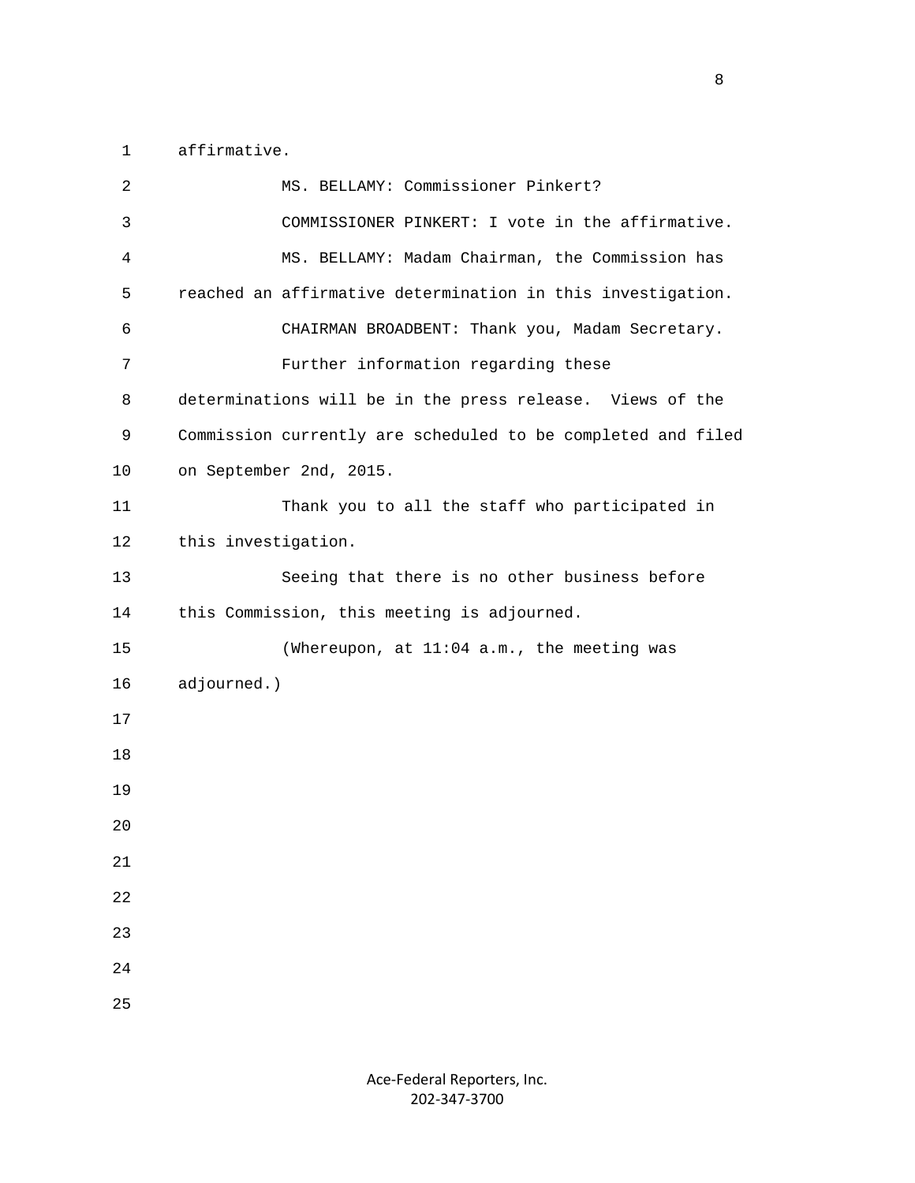affirmative.

MS. BELLAMY: Commissioner Pinkert?

COMMISSIONER PINKERT: I vote in the affirmative.

MS. BELLAMY: Madam Chairman, the Commission has reached an affirmative determination in this investigation.

CHAIRMAN BROADBENT: Thank you, Madam Secretary.

Further information regarding these determinations will be in the press release. Views of the Commission currently are scheduled to be completed and filed on September 2nd, 2015.

Thank you to all the staff who participated in this investigation.

Seeing that there is no other business before this Commission, this meeting is adjourned.

(Whereupon, at 11:04 a.m., the meeting was adjourned.)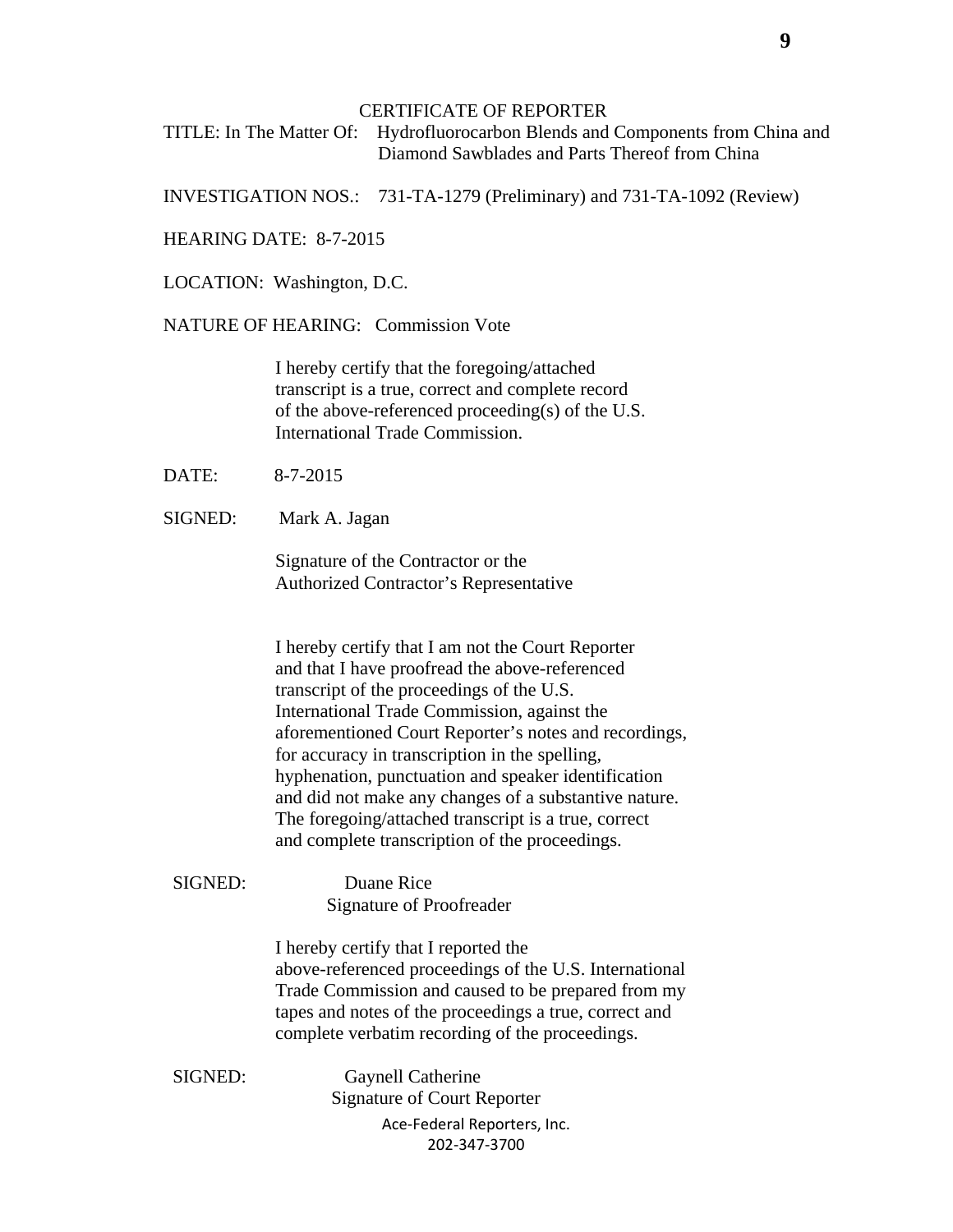# CERTIFICATE OF REPORTER

TITLE: In The Matter Of: Hydrofluorocarbon Blends and Components from China and Diamond Sawblades and Parts Thereof from China

INVESTIGATION NOS.: 731-TA-1279 (Preliminary) and 731-TA-1092 (Review)

HEARING DATE: 8-7-2015

LOCATION: Washington, D.C.

NATURE OF HEARING: Commission Vote

I hereby certify that the foregoing/attached transcript is a true, correct and complete record of the above-referenced proceeding(s) of the U.S. International Trade Commission.

DATE: 8-7-2015

SIGNED: Mark A. Jagan

Signature of the Contractor or the Authorized Contractor's Representative

I hereby certify that I am not the Court Reporter and that I have proofread the above-referenced transcript of the proceedings of the U.S. International Trade Commission, against the aforementioned Court Reporter's notes and recordings, for accuracy in transcription in the spelling, hyphenation, punctuation and speaker identification and did not make any changes of a substantive nature. The foregoing/attached transcript is a true, correct and complete transcription of the proceedings.

SIGNED: Duane Rice
Signature of Proofreader

I hereby certify that I reported the above-referenced proceedings of the U.S. International Trade Commission and caused to be prepared from my tapes and notes of the proceedings a true, correct and complete verbatim recording of the proceedings.

SIGNED: Gaynell Catherine
Signature of Court Reporter

Ace-Federal Reporters, Inc.
202-347-3700